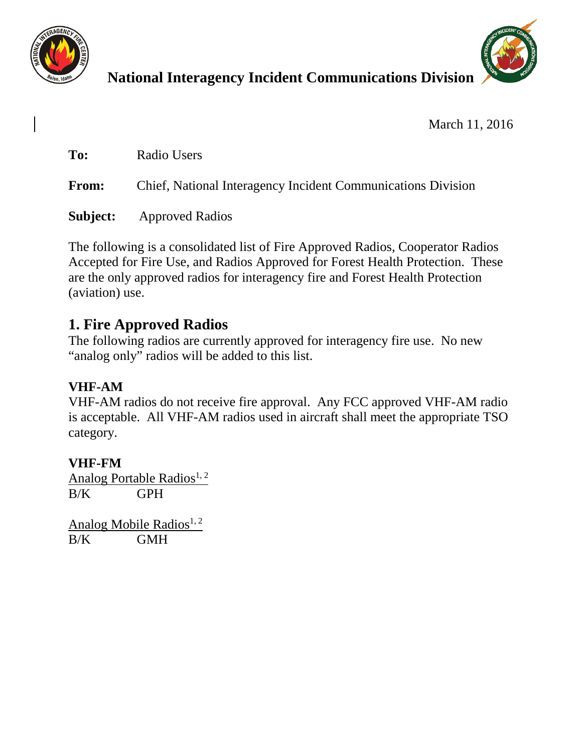**National Interagency Incident Communications Division**

March 11, 2016

**To:** Radio Users

**From:** Chief, National Interagency Incident Communications Division

**Subject:** Approved Radios

The following is a consolidated list of Fire Approved Radios, Cooperator Radios Accepted for Fire Use, and Radios Approved for Forest Health Protection. These are the only approved radios for interagency fire and Forest Health Protection (aviation) use.

## 1. Fire Approved Radios

The following radios are currently approved for interagency fire use. No new "analog only" radios will be added to this list.

### VHF-AM

VHF-AM radios do not receive fire approval. Any FCC approved VHF-AM radio is acceptable. All VHF-AM radios used in aircraft shall meet the appropriate TSO category.

### VHF-FM

Analog Portable Radios[1, 2]

B/K GPH

Analog Mobile Radios[1, 2]

B/K GMH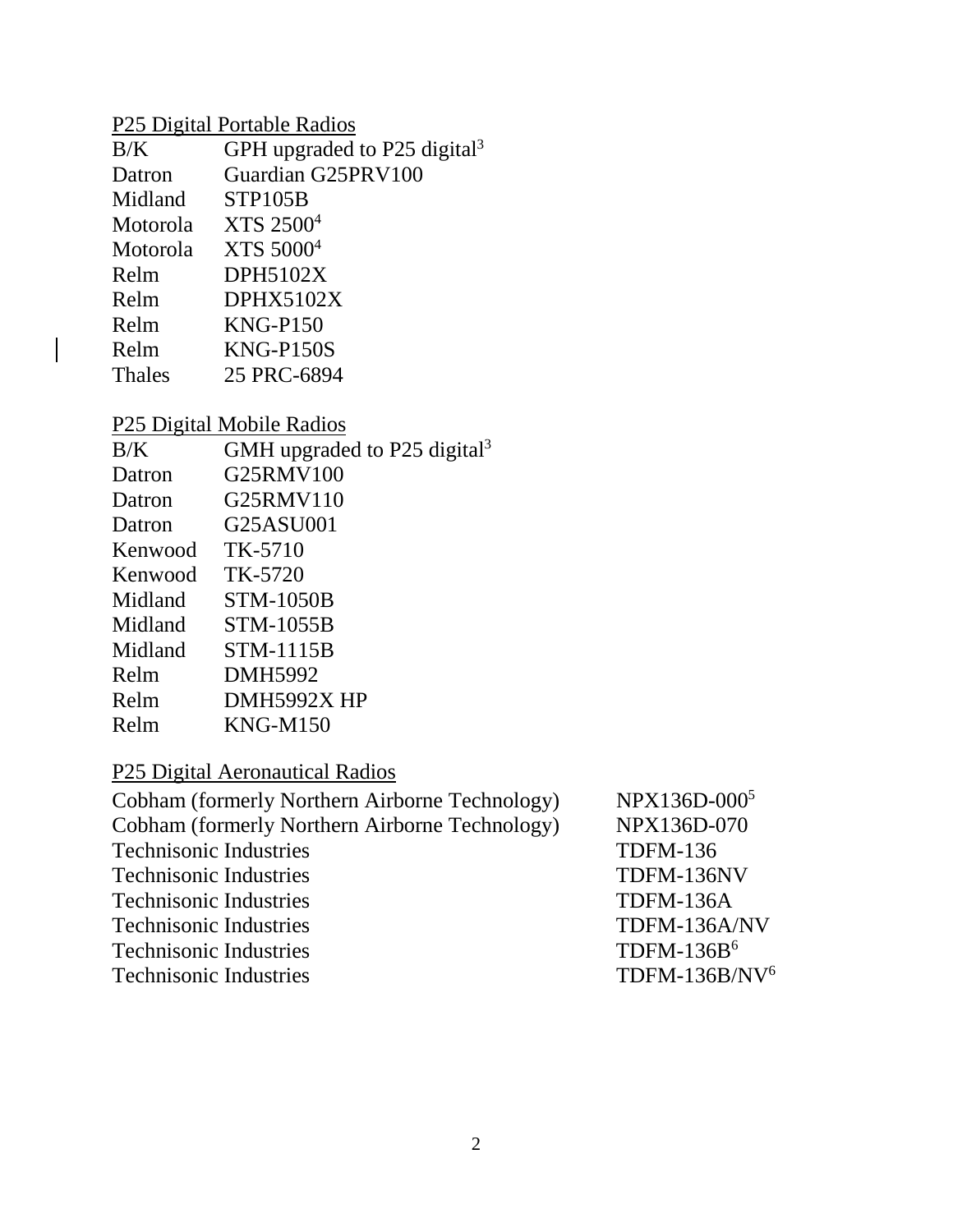P25 Digital Portable Radios

| | |
|---|---|
| B/K | GPH upgraded to P25 digital[3] |
| Datron | Guardian G25PRV100 |
| Midland | STP105B |
| Motorola | XTS 2500[4] |
| Motorola | XTS 5000[4] |
| Relm | DPH5102X |
| Relm | DPHX5102X |
| Relm | KNG-P150 |
| Relm | KNG-P150S |
| Thales | 25 PRC-6894 |

P25 Digital Mobile Radios

| | |
|---|---|
| B/K | GMH upgraded to P25 digital[3] |
| Datron | G25RMV100 |
| Datron | G25RMV110 |
| Datron | G25ASU001 |
| Kenwood | TK-5710 |
| Kenwood | TK-5720 |
| Midland | STM-1050B |
| Midland | STM-1055B |
| Midland | STM-1115B |
| Relm | DMH5992 |
| Relm | DMH5992X HP |
| Relm | KNG-M150 |

P25 Digital Aeronautical Radios

| | |
|---|---|
| Cobham (formerly Northern Airborne Technology) | NPX136D-000[5] |
| Cobham (formerly Northern Airborne Technology) | NPX136D-070 |
| Technisonic Industries | TDFM-136 |
| Technisonic Industries | TDFM-136NV |
| Technisonic Industries | TDFM-136A |
| Technisonic Industries | TDFM-136A/NV |
| Technisonic Industries | TDFM-136B[6] |
| Technisonic Industries | TDFM-136B/NV[6] |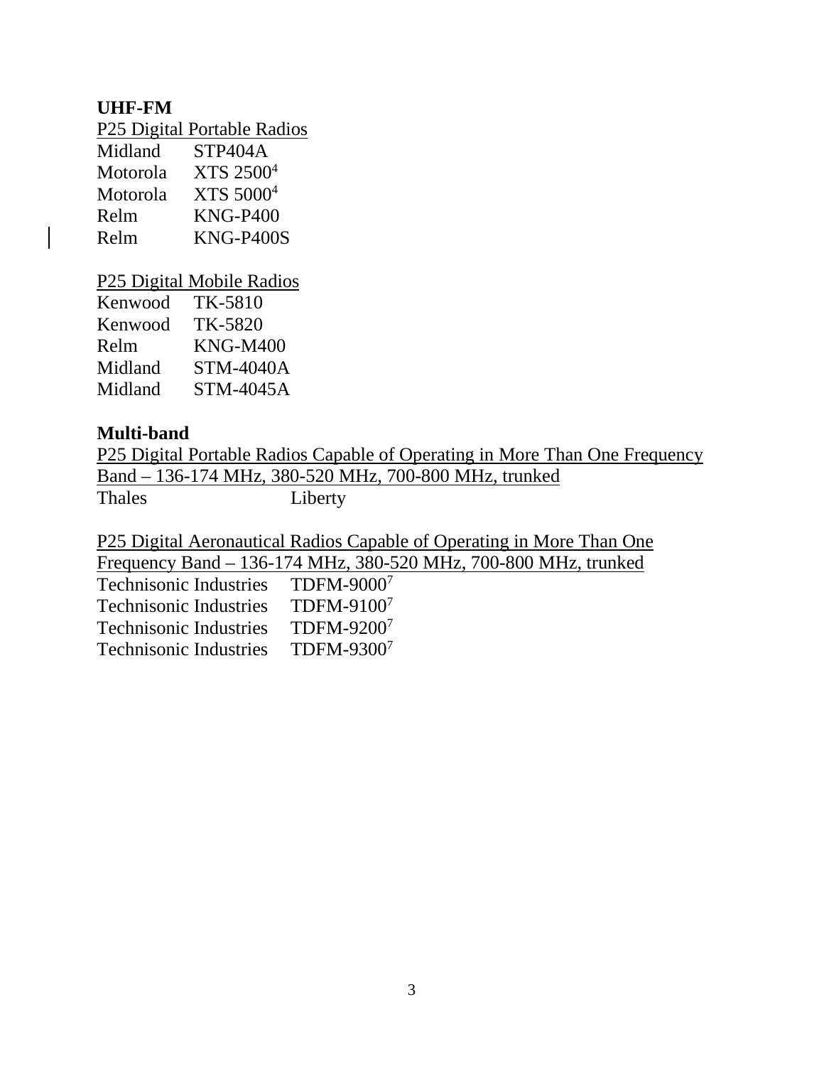**UHF-FM**

P25 Digital Portable Radios

Midland STP404A
Motorola XTS 2500[4]
Motorola XTS 5000[4]
Relm KNG-P400
Relm KNG-P400S

P25 Digital Mobile Radios

Kenwood TK-5810
Kenwood TK-5820
Relm KNG-M400
Midland STM-4040A
Midland STM-4045A

**Multi-band**

P25 Digital Portable Radios Capable of Operating in More Than One Frequency Band – 136-174 MHz, 380-520 MHz, 700-800 MHz, trunked

Thales Liberty

P25 Digital Aeronautical Radios Capable of Operating in More Than One Frequency Band – 136-174 MHz, 380-520 MHz, 700-800 MHz, trunked

Technisonic Industries TDFM-9000[7]
Technisonic Industries TDFM-9100[7]
Technisonic Industries TDFM-9200[7]
Technisonic Industries TDFM-9300[7]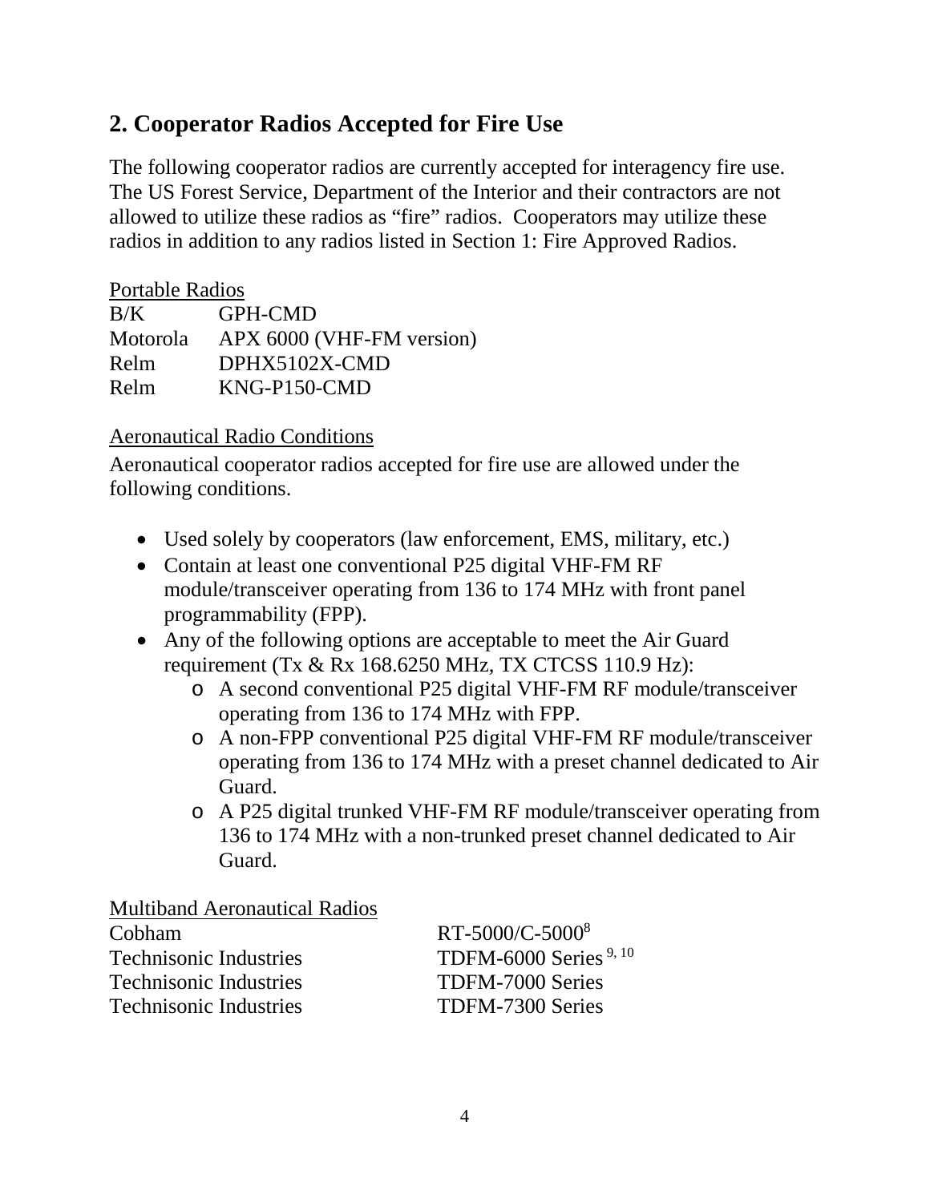## 2. Cooperator Radios Accepted for Fire Use

The following cooperator radios are currently accepted for interagency fire use. The US Forest Service, Department of the Interior and their contractors are not allowed to utilize these radios as "fire" radios. Cooperators may utilize these radios in addition to any radios listed in Section 1: Fire Approved Radios.

Portable Radios

| | |
|---|---|
| B/K | GPH-CMD |
| Motorola | APX 6000 (VHF-FM version) |
| Relm | DPHX5102X-CMD |
| Relm | KNG-P150-CMD |

Aeronautical Radio Conditions

Aeronautical cooperator radios accepted for fire use are allowed under the following conditions.

- Used solely by cooperators (law enforcement, EMS, military, etc.)
- Contain at least one conventional P25 digital VHF-FM RF module/transceiver operating from 136 to 174 MHz with front panel programmability (FPP).
- Any of the following options are acceptable to meet the Air Guard requirement (Tx & Rx 168.6250 MHz, TX CTCSS 110.9 Hz):
  - A second conventional P25 digital VHF-FM RF module/transceiver operating from 136 to 174 MHz with FPP.
  - A non-FPP conventional P25 digital VHF-FM RF module/transceiver operating from 136 to 174 MHz with a preset channel dedicated to Air Guard.
  - A P25 digital trunked VHF-FM RF module/transceiver operating from 136 to 174 MHz with a non-trunked preset channel dedicated to Air Guard.

Multiband Aeronautical Radios

| | |
|---|---|
| Cobham | RT-5000/C-5000[8] |
| Technisonic Industries | TDFM-6000 Series [9, 10] |
| Technisonic Industries | TDFM-7000 Series |
| Technisonic Industries | TDFM-7300 Series |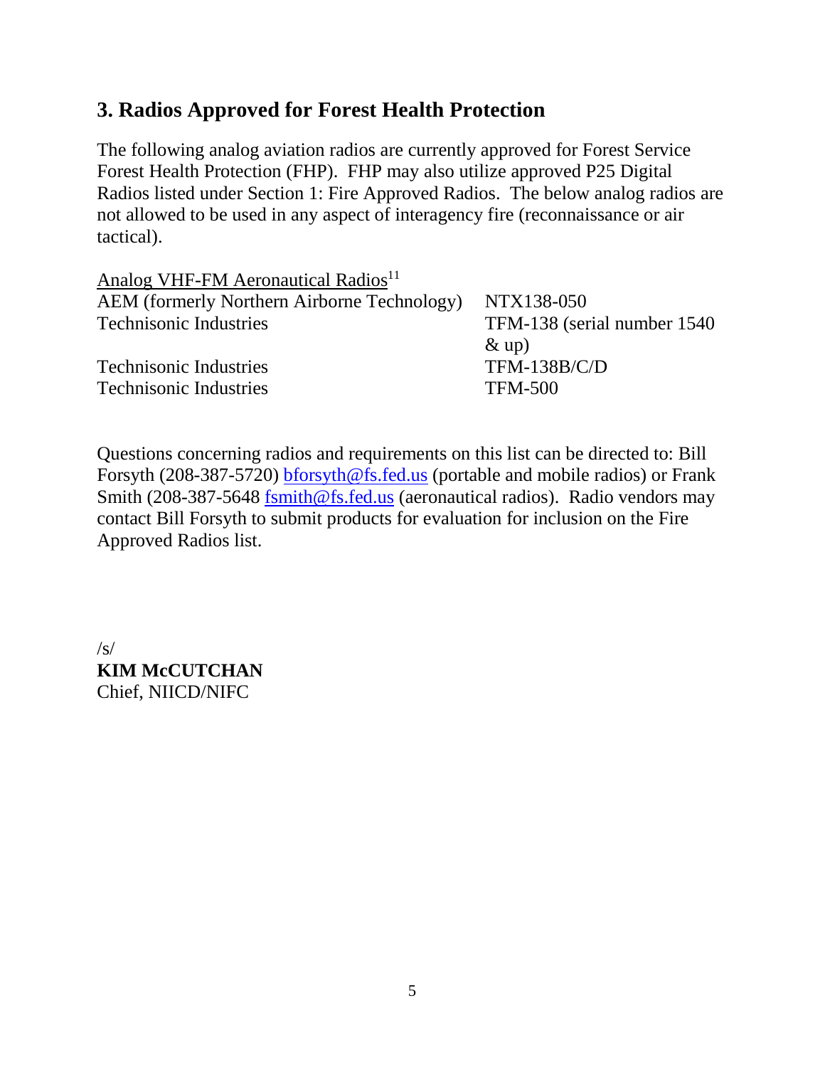## 3. Radios Approved for Forest Health Protection

The following analog aviation radios are currently approved for Forest Service Forest Health Protection (FHP). FHP may also utilize approved P25 Digital Radios listed under Section 1: Fire Approved Radios. The below analog radios are not allowed to be used in any aspect of interagency fire (reconnaissance or air tactical).

<u>Analog VHF-FM Aeronautical Radios</u>[11]

| | |
|---|---|
| AEM (formerly Northern Airborne Technology) | NTX138-050 |
| Technisonic Industries | TFM-138 (serial number 1540 & up) |
| Technisonic Industries | TFM-138B/C/D |
| Technisonic Industries | TFM-500 |

Questions concerning radios and requirements on this list can be directed to: Bill Forsyth (208-387-5720) bforsyth@fs.fed.us (portable and mobile radios) or Frank Smith (208-387-5648 fsmith@fs.fed.us (aeronautical radios). Radio vendors may contact Bill Forsyth to submit products for evaluation for inclusion on the Fire Approved Radios list.

/s/
**KIM McCUTCHAN**
Chief, NIICD/NIFC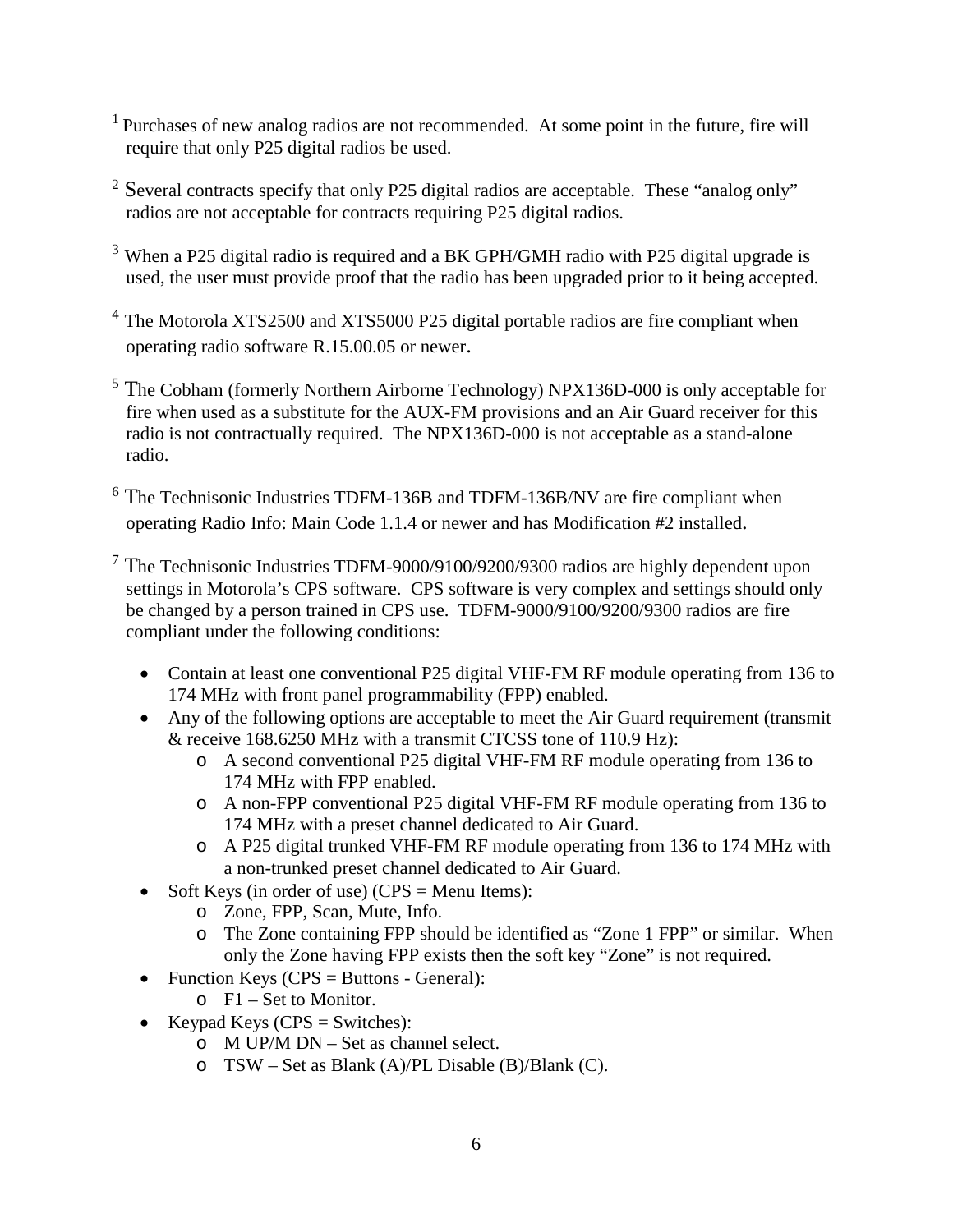[1] Purchases of new analog radios are not recommended. At some point in the future, fire will require that only P25 digital radios be used.

[2] Several contracts specify that only P25 digital radios are acceptable. These "analog only" radios are not acceptable for contracts requiring P25 digital radios.

[3] When a P25 digital radio is required and a BK GPH/GMH radio with P25 digital upgrade is used, the user must provide proof that the radio has been upgraded prior to it being accepted.

[4] The Motorola XTS2500 and XTS5000 P25 digital portable radios are fire compliant when operating radio software R.15.00.05 or newer.

[5] The Cobham (formerly Northern Airborne Technology) NPX136D-000 is only acceptable for fire when used as a substitute for the AUX-FM provisions and an Air Guard receiver for this radio is not contractually required. The NPX136D-000 is not acceptable as a stand-alone radio.

[6] The Technisonic Industries TDFM-136B and TDFM-136B/NV are fire compliant when operating Radio Info: Main Code 1.1.4 or newer and has Modification #2 installed.

[7] The Technisonic Industries TDFM-9000/9100/9200/9300 radios are highly dependent upon settings in Motorola's CPS software. CPS software is very complex and settings should only be changed by a person trained in CPS use. TDFM-9000/9100/9200/9300 radios are fire compliant under the following conditions:

- Contain at least one conventional P25 digital VHF-FM RF module operating from 136 to 174 MHz with front panel programmability (FPP) enabled.
- Any of the following options are acceptable to meet the Air Guard requirement (transmit & receive 168.6250 MHz with a transmit CTCSS tone of 110.9 Hz):
  - A second conventional P25 digital VHF-FM RF module operating from 136 to 174 MHz with FPP enabled.
  - A non-FPP conventional P25 digital VHF-FM RF module operating from 136 to 174 MHz with a preset channel dedicated to Air Guard.
  - A P25 digital trunked VHF-FM RF module operating from 136 to 174 MHz with a non-trunked preset channel dedicated to Air Guard.
- Soft Keys (in order of use) (CPS = Menu Items):
  - Zone, FPP, Scan, Mute, Info.
  - The Zone containing FPP should be identified as "Zone 1 FPP" or similar. When only the Zone having FPP exists then the soft key "Zone" is not required.
- Function Keys (CPS = Buttons - General):
  - F1 – Set to Monitor.
- Keypad Keys (CPS = Switches):
  - M UP/M DN – Set as channel select.
  - TSW – Set as Blank (A)/PL Disable (B)/Blank (C).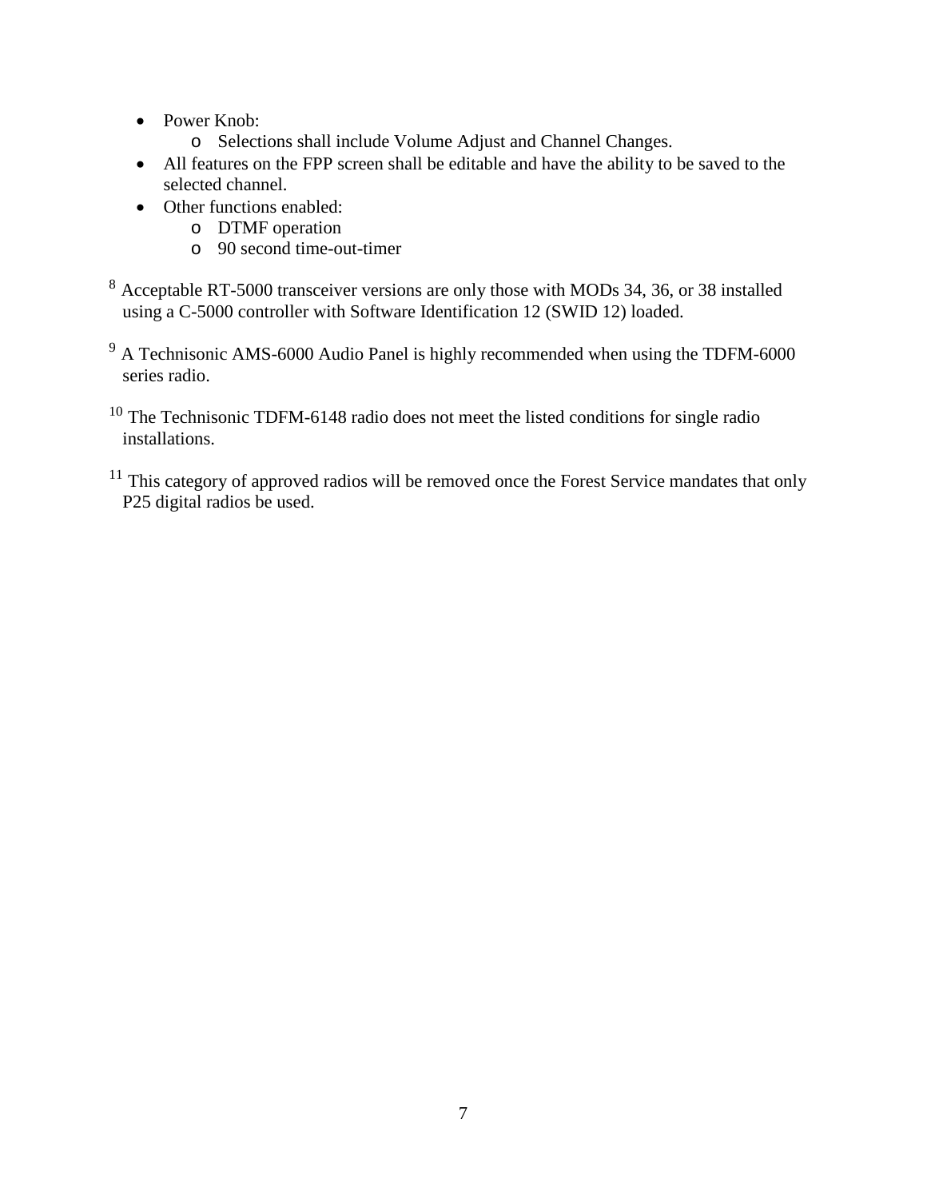- Power Knob:
  - Selections shall include Volume Adjust and Channel Changes.
- All features on the FPP screen shall be editable and have the ability to be saved to the selected channel.
- Other functions enabled:
  - DTMF operation
  - 90 second time-out-timer

[8] Acceptable RT-5000 transceiver versions are only those with MODs 34, 36, or 38 installed using a C-5000 controller with Software Identification 12 (SWID 12) loaded.

[9] A Technisonic AMS-6000 Audio Panel is highly recommended when using the TDFM-6000 series radio.

[10] The Technisonic TDFM-6148 radio does not meet the listed conditions for single radio installations.

[11] This category of approved radios will be removed once the Forest Service mandates that only P25 digital radios be used.